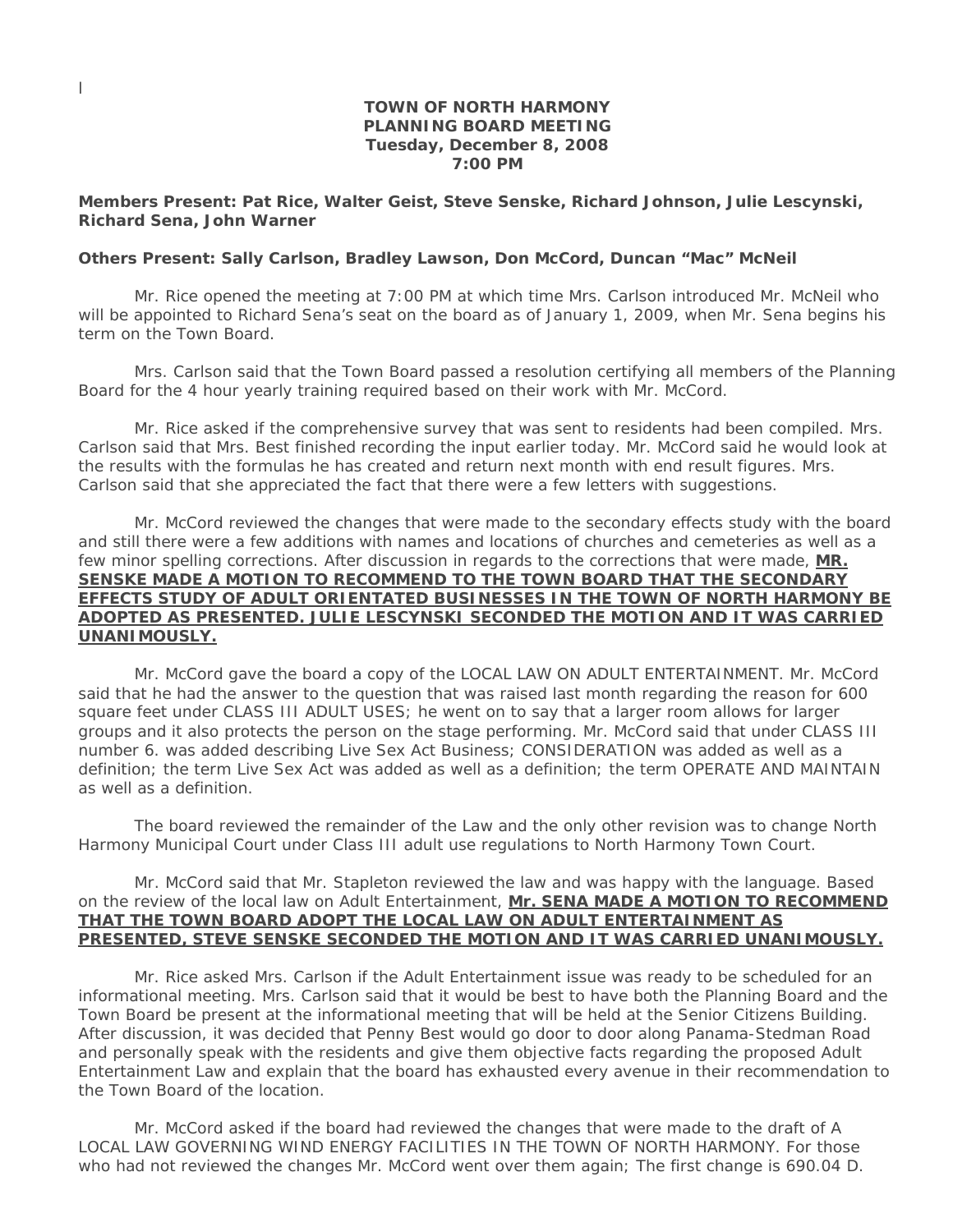l

**TOWN OF NORTH HARMONY**
**PLANNING BOARD MEETING**
**Tuesday, December 8, 2008**
**7:00 PM**

**Members Present: Pat Rice, Walter Geist, Steve Senske, Richard Johnson, Julie Lescynski, Richard Sena, John Warner**

**Others Present: Sally Carlson, Bradley Lawson, Don McCord, Duncan "Mac" McNeil**

Mr. Rice opened the meeting at 7:00 PM at which time Mrs. Carlson introduced Mr. McNeil who will be appointed to Richard Sena's seat on the board as of January 1, 2009, when Mr. Sena begins his term on the Town Board.

Mrs. Carlson said that the Town Board passed a resolution certifying all members of the Planning Board for the 4 hour yearly training required based on their work with Mr. McCord.

Mr. Rice asked if the comprehensive survey that was sent to residents had been compiled. Mrs. Carlson said that Mrs. Best finished recording the input earlier today. Mr. McCord said he would look at the results with the formulas he has created and return next month with end result figures. Mrs. Carlson said that she appreciated the fact that there were a few letters with suggestions.

Mr. McCord reviewed the changes that were made to the secondary effects study with the board and still there were a few additions with names and locations of churches and cemeteries as well as a few minor spelling corrections. After discussion in regards to the corrections that were made, **MR. SENSKE MADE A MOTION TO RECOMMEND TO THE TOWN BOARD THAT THE SECONDARY EFFECTS STUDY OF ADULT ORIENTATED BUSINESSES IN THE TOWN OF NORTH HARMONY BE ADOPTED AS PRESENTED. JULIE LESCYNSKI SECONDED THE MOTION AND IT WAS CARRIED UNANIMOUSLY.**

Mr. McCord gave the board a copy of the LOCAL LAW ON ADULT ENTERTAINMENT. Mr. McCord said that he had the answer to the question that was raised last month regarding the reason for 600 square feet under CLASS III ADULT USES; he went on to say that a larger room allows for larger groups and it also protects the person on the stage performing. Mr. McCord said that under CLASS III number 6. was added describing Live Sex Act Business; CONSIDERATION was added as well as a definition; the term Live Sex Act was added as well as a definition; the term OPERATE AND MAINTAIN as well as a definition.

The board reviewed the remainder of the Law and the only other revision was to change North Harmony Municipal Court under Class III adult use regulations to North Harmony Town Court.

Mr. McCord said that Mr. Stapleton reviewed the law and was happy with the language. Based on the review of the local law on Adult Entertainment, **Mr. SENA MADE A MOTION TO RECOMMEND THAT THE TOWN BOARD ADOPT THE LOCAL LAW ON ADULT ENTERTAINMENT AS PRESENTED, STEVE SENSKE SECONDED THE MOTION AND IT WAS CARRIED UNANIMOUSLY.**

Mr. Rice asked Mrs. Carlson if the Adult Entertainment issue was ready to be scheduled for an informational meeting. Mrs. Carlson said that it would be best to have both the Planning Board and the Town Board be present at the informational meeting that will be held at the Senior Citizens Building. After discussion, it was decided that Penny Best would go door to door along Panama-Stedman Road and personally speak with the residents and give them objective facts regarding the proposed Adult Entertainment Law and explain that the board has exhausted every avenue in their recommendation to the Town Board of the location.

Mr. McCord asked if the board had reviewed the changes that were made to the draft of A LOCAL LAW GOVERNING WIND ENERGY FACILITIES IN THE TOWN OF NORTH HARMONY. For those who had not reviewed the changes Mr. McCord went over them again; The first change is 690.04 D.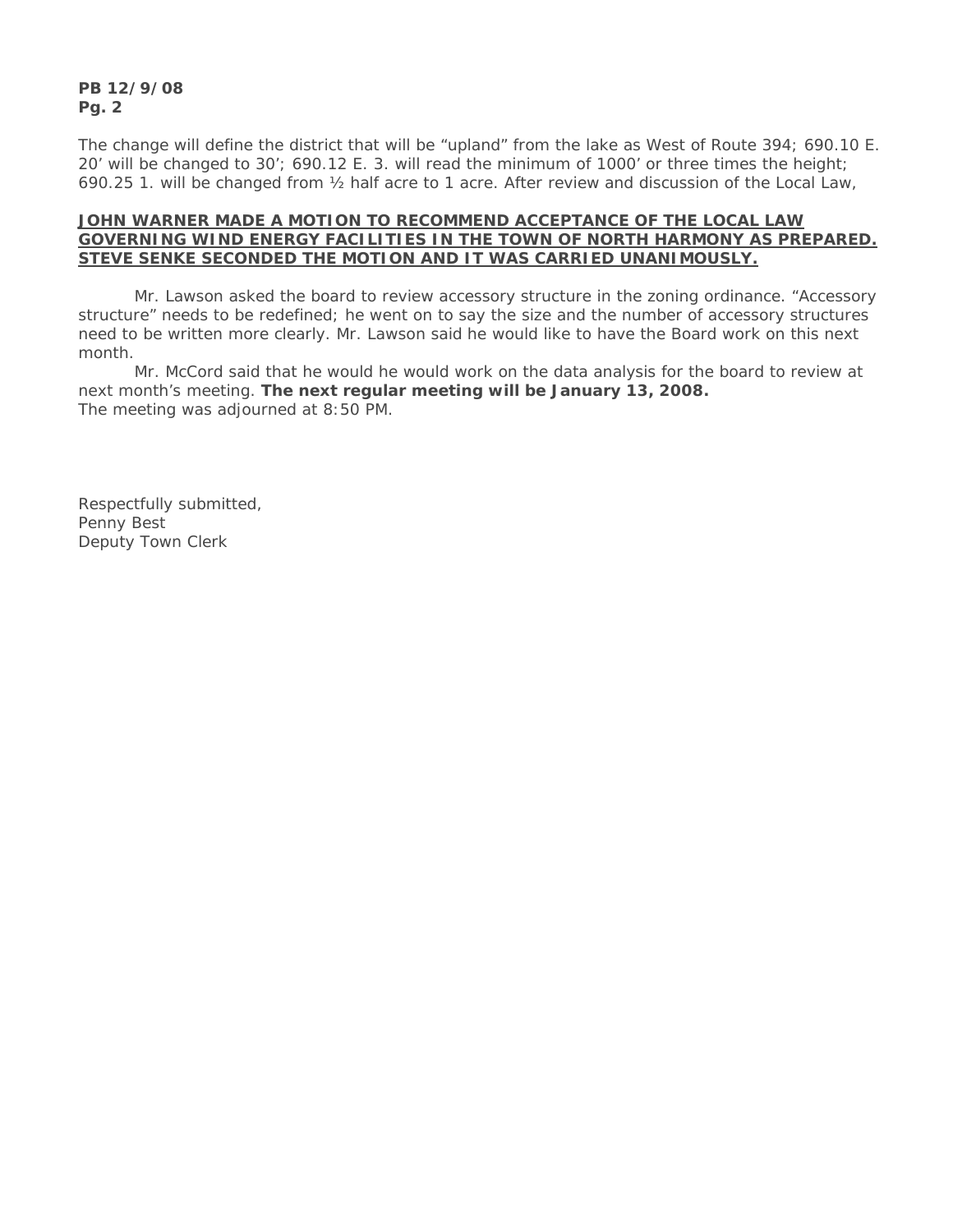The change will define the district that will be "upland" from the lake as West of Route 394; 690.10 E. 20' will be changed to 30'; 690.12 E. 3. will read the minimum of 1000' or three times the height; 690.25 1. will be changed from ½ half acre to 1 acre. After review and discussion of the Local Law,

**JOHN WARNER MADE A MOTION TO RECOMMEND ACCEPTANCE OF THE LOCAL LAW GOVERNING WIND ENERGY FACILITIES IN THE TOWN OF NORTH HARMONY AS PREPARED. STEVE SENKE SECONDED THE MOTION AND IT WAS CARRIED UNANIMOUSLY.**

Mr. Lawson asked the board to review accessory structure in the zoning ordinance. "Accessory structure" needs to be redefined; he went on to say the size and the number of accessory structures need to be written more clearly. Mr. Lawson said he would like to have the Board work on this next month.

Mr. McCord said that he would he would work on the data analysis for the board to review at next month's meeting. **The next regular meeting will be January 13, 2008.**
The meeting was adjourned at 8:50 PM.

Respectfully submitted,
Penny Best
Deputy Town Clerk